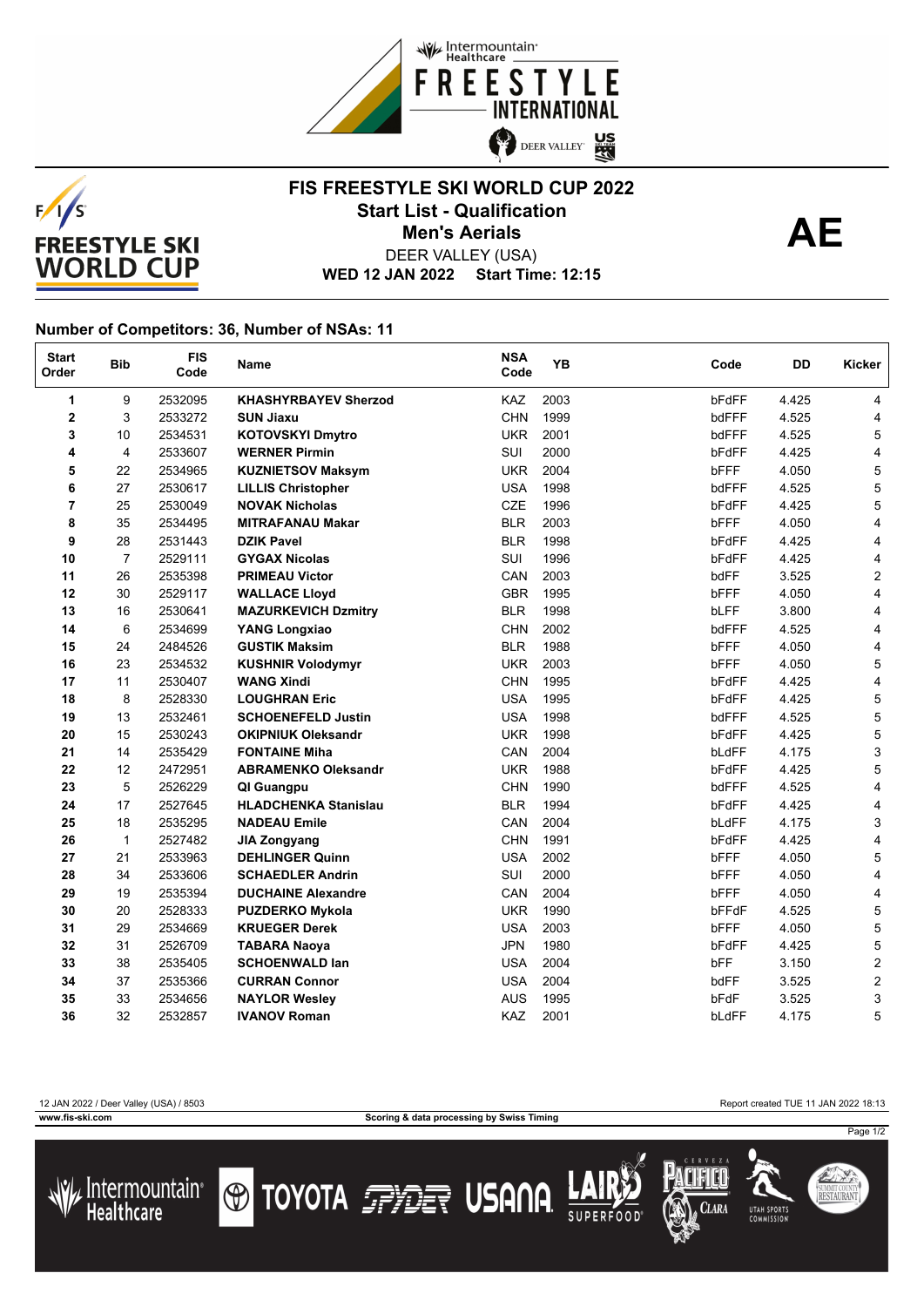# FIS FREESTYLE SKI WORLD CUP 2022

## Start List - Qualification

## Men's Aerials

DEER VALLEY (USA)

**WED 12 JAN 2022 Start Time: 12:15**

**AE**

### Number of Competitors: 36, Number of NSAs: 11

| Start Order | Bib | FIS Code | Name | NSA Code | YB | Code | DD | Kicker |
|---|---|---|---|---|---|---|---|---|
| 1 | 9 | 2532095 | **KHASHYRBAYEV Sherzod** | KAZ | 2003 | bFdFF | 4.425 | 4 |
| 2 | 3 | 2533272 | **SUN Jiaxu** | CHN | 1999 | bdFFF | 4.525 | 4 |
| 3 | 10 | 2534531 | **KOTOVSKYI Dmytro** | UKR | 2001 | bdFFF | 4.525 | 5 |
| 4 | 4 | 2533607 | **WERNER Pirmin** | SUI | 2000 | bFdFF | 4.425 | 4 |
| 5 | 22 | 2534965 | **KUZNIETSOV Maksym** | UKR | 2004 | bFFF | 4.050 | 5 |
| 6 | 27 | 2530617 | **LILLIS Christopher** | USA | 1998 | bdFFF | 4.525 | 5 |
| 7 | 25 | 2530049 | **NOVAK Nicholas** | CZE | 1996 | bFdFF | 4.425 | 5 |
| 8 | 35 | 2534495 | **MITRAFANAU Makar** | BLR | 2003 | bFFF | 4.050 | 4 |
| 9 | 28 | 2531443 | **DZIK Pavel** | BLR | 1998 | bFdFF | 4.425 | 4 |
| 10 | 7 | 2529111 | **GYGAX Nicolas** | SUI | 1996 | bFdFF | 4.425 | 4 |
| 11 | 26 | 2535398 | **PRIMEAU Victor** | CAN | 2003 | bdFF | 3.525 | 2 |
| 12 | 30 | 2529117 | **WALLACE Lloyd** | GBR | 1995 | bFFF | 4.050 | 4 |
| 13 | 16 | 2530641 | **MAZURKEVICH Dzmitry** | BLR | 1998 | bLFF | 3.800 | 4 |
| 14 | 6 | 2534699 | **YANG Longxiao** | CHN | 2002 | bdFFF | 4.525 | 4 |
| 15 | 24 | 2484526 | **GUSTIK Maksim** | BLR | 1988 | bFFF | 4.050 | 4 |
| 16 | 23 | 2534532 | **KUSHNIR Volodymyr** | UKR | 2003 | bFFF | 4.050 | 5 |
| 17 | 11 | 2530407 | **WANG Xindi** | CHN | 1995 | bFdFF | 4.425 | 4 |
| 18 | 8 | 2528330 | **LOUGHRAN Eric** | USA | 1995 | bFdFF | 4.425 | 5 |
| 19 | 13 | 2532461 | **SCHOENEFELD Justin** | USA | 1998 | bdFFF | 4.525 | 5 |
| 20 | 15 | 2530243 | **OKIPNIUK Oleksandr** | UKR | 1998 | bFdFF | 4.425 | 5 |
| 21 | 14 | 2535429 | **FONTAINE Miha** | CAN | 2004 | bLdFF | 4.175 | 3 |
| 22 | 12 | 2472951 | **ABRAMENKO Oleksandr** | UKR | 1988 | bFdFF | 4.425 | 5 |
| 23 | 5 | 2526229 | **QI Guangpu** | CHN | 1990 | bdFFF | 4.525 | 4 |
| 24 | 17 | 2527645 | **HLADCHENKA Stanislau** | BLR | 1994 | bFdFF | 4.425 | 4 |
| 25 | 18 | 2535295 | **NADEAU Emile** | CAN | 2004 | bLdFF | 4.175 | 3 |
| 26 | 1 | 2527482 | **JIA Zongyang** | CHN | 1991 | bFdFF | 4.425 | 4 |
| 27 | 21 | 2533963 | **DEHLINGER Quinn** | USA | 2002 | bFFF | 4.050 | 5 |
| 28 | 34 | 2533606 | **SCHAEDLER Andrin** | SUI | 2000 | bFFF | 4.050 | 4 |
| 29 | 19 | 2535394 | **DUCHAINE Alexandre** | CAN | 2004 | bFFF | 4.050 | 4 |
| 30 | 20 | 2528333 | **PUZDERKO Mykola** | UKR | 1990 | bFFdF | 4.525 | 5 |
| 31 | 29 | 2534669 | **KRUEGER Derek** | USA | 2003 | bFFF | 4.050 | 5 |
| 32 | 31 | 2526709 | **TABARA Naoya** | JPN | 1980 | bFdFF | 4.425 | 5 |
| 33 | 38 | 2535405 | **SCHOENWALD Ian** | USA | 2004 | bFF | 3.150 | 2 |
| 34 | 37 | 2535366 | **CURRAN Connor** | USA | 2004 | bdFF | 3.525 | 2 |
| 35 | 33 | 2534656 | **NAYLOR Wesley** | AUS | 1995 | bFdF | 3.525 | 3 |
| 36 | 32 | 2532857 | **IVANOV Roman** | KAZ | 2001 | bLdFF | 4.175 | 5 |

12 JAN 2022 / Deer Valley (USA) / 8503 — Report created TUE 11 JAN 2022 18:13

www.fis-ski.com — Scoring & data processing by Swiss Timing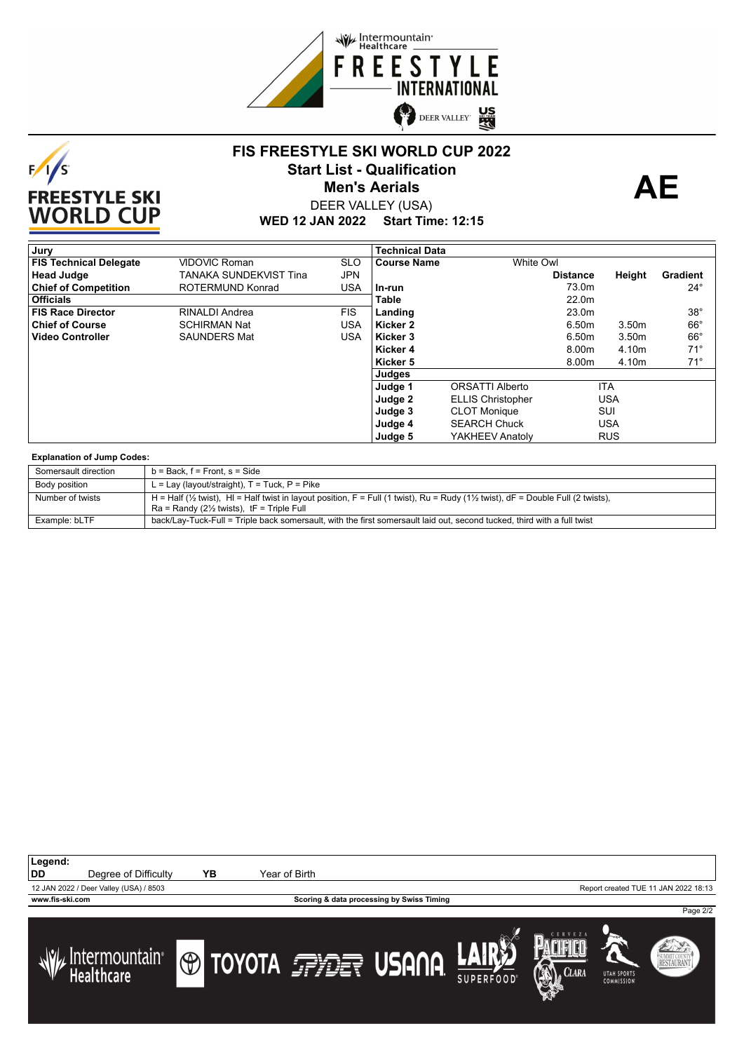# FIS FREESTYLE SKI WORLD CUP 2022

## Start List - Qualification

## Men's Aerials

**AE**

DEER VALLEY (USA)

**WED 12 JAN 2022 Start Time: 12:15**

| Jury | | |
|---|---|---|
| **FIS Technical Delegate** | VIDOVIC Roman | SLO |
| **Head Judge** | TANAKA SUNDEKVIST Tina | JPN |
| **Chief of Competition** | ROTERMUND Konrad | USA |
| **Officials** | | |
| **FIS Race Director** | RINALDI Andrea | FIS |
| **Chief of Course** | SCHIRMAN Nat | USA |
| **Video Controller** | SAUNDERS Mat | USA |

| Technical Data | | | |
|---|---|---|---|
| **Course Name** | White Owl | | |
| | **Distance** | **Height** | **Gradient** |
| **In-run** | 73.0m | | 24° |
| **Table** | 22.0m | | |
| **Landing** | 23.0m | | 38° |
| **Kicker 2** | 6.50m | 3.50m | 66° |
| **Kicker 3** | 6.50m | 3.50m | 66° |
| **Kicker 4** | 8.00m | 4.10m | 71° |
| **Kicker 5** | 8.00m | 4.10m | 71° |

| Judges | | |
|---|---|---|
| **Judge 1** | ORSATTI Alberto | ITA |
| **Judge 2** | ELLIS Christopher | USA |
| **Judge 3** | CLOT Monique | SUI |
| **Judge 4** | SEARCH Chuck | USA |
| **Judge 5** | YAKHEEV Anatoly | RUS |

**Explanation of Jump Codes:**

| | |
|---|---|
| Somersault direction | b = Back, f = Front, s = Side |
| Body position | L = Lay (layout/straight), T = Tuck, P = Pike |
| Number of twists | H = Half (½ twist), Hl = Half twist in layout position, F = Full (1 twist), Ru = Rudy (1½ twist), dF = Double Full (2 twists), Ra = Randy (2½ twists), tF = Triple Full |
| Example: bLTF | back/Lay-Tuck-Full = Triple back somersault, with the first somersault laid out, second tucked, third with a full twist |

**Legend:**
**DD** Degree of Difficulty **YB** Year of Birth

12 JAN 2022 / Deer Valley (USA) / 8503 — Report created TUE 11 JAN 2022 18:13

www.fis-ski.com — Scoring & data processing by Swiss Timing